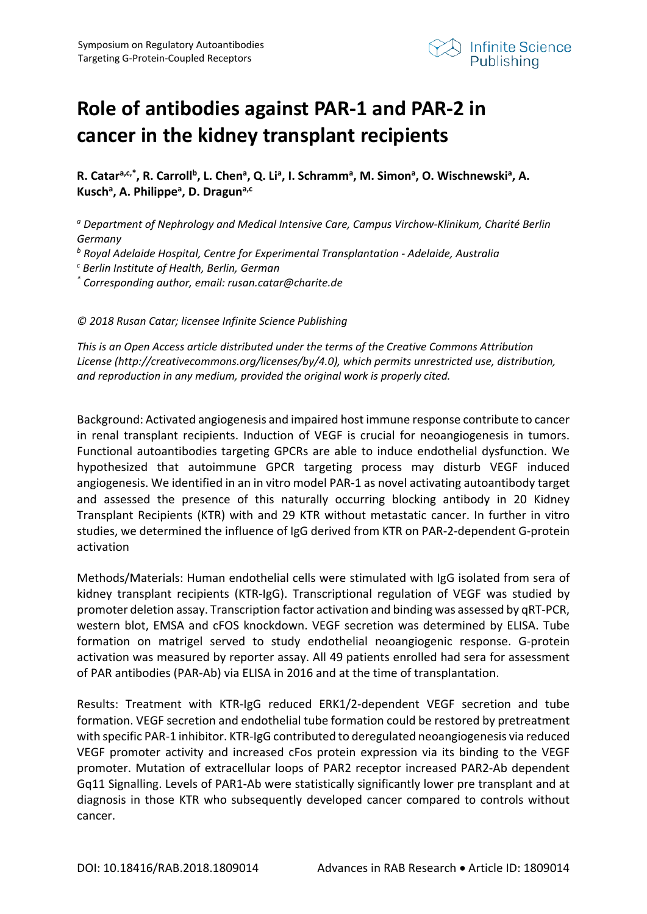# Role of antibodies against PAR-1 and PAR-2 in cancer in the kidney transplant recipients

**R. Catar[a,c,*], R. Carroll[b], L. Chen[a], Q. Li[a], I. Schramm[a], M. Simon[a], O. Wischnewski[a], A. Kusch[a], A. Philippe[a], D. Dragun[a,c]**

*[a] Department of Nephrology and Medical Intensive Care, Campus Virchow-Klinikum, Charité Berlin Germany*

*[b] Royal Adelaide Hospital, Centre for Experimental Transplantation - Adelaide, Australia*

*[c] Berlin Institute of Health, Berlin, German*

*[*] Corresponding author, email: rusan.catar@charite.de*

*© 2018 Rusan Catar; licensee Infinite Science Publishing*

*This is an Open Access article distributed under the terms of the Creative Commons Attribution License (http://creativecommons.org/licenses/by/4.0), which permits unrestricted use, distribution, and reproduction in any medium, provided the original work is properly cited.*

Background: Activated angiogenesis and impaired host immune response contribute to cancer in renal transplant recipients. Induction of VEGF is crucial for neoangiogenesis in tumors. Functional autoantibodies targeting GPCRs are able to induce endothelial dysfunction. We hypothesized that autoimmune GPCR targeting process may disturb VEGF induced angiogenesis. We identified in an in vitro model PAR-1 as novel activating autoantibody target and assessed the presence of this naturally occurring blocking antibody in 20 Kidney Transplant Recipients (KTR) with and 29 KTR without metastatic cancer. In further in vitro studies, we determined the influence of IgG derived from KTR on PAR-2-dependent G-protein activation

Methods/Materials: Human endothelial cells were stimulated with IgG isolated from sera of kidney transplant recipients (KTR-IgG). Transcriptional regulation of VEGF was studied by promoter deletion assay. Transcription factor activation and binding was assessed by qRT-PCR, western blot, EMSA and cFOS knockdown. VEGF secretion was determined by ELISA. Tube formation on matrigel served to study endothelial neoangiogenic response. G-protein activation was measured by reporter assay. All 49 patients enrolled had sera for assessment of PAR antibodies (PAR-Ab) via ELISA in 2016 and at the time of transplantation.

Results: Treatment with KTR-IgG reduced ERK1/2-dependent VEGF secretion and tube formation. VEGF secretion and endothelial tube formation could be restored by pretreatment with specific PAR-1 inhibitor. KTR-IgG contributed to deregulated neoangiogenesis via reduced VEGF promoter activity and increased cFos protein expression via its binding to the VEGF promoter. Mutation of extracellular loops of PAR2 receptor increased PAR2-Ab dependent Gq11 Signalling. Levels of PAR1-Ab were statistically significantly lower pre transplant and at diagnosis in those KTR who subsequently developed cancer compared to controls without cancer.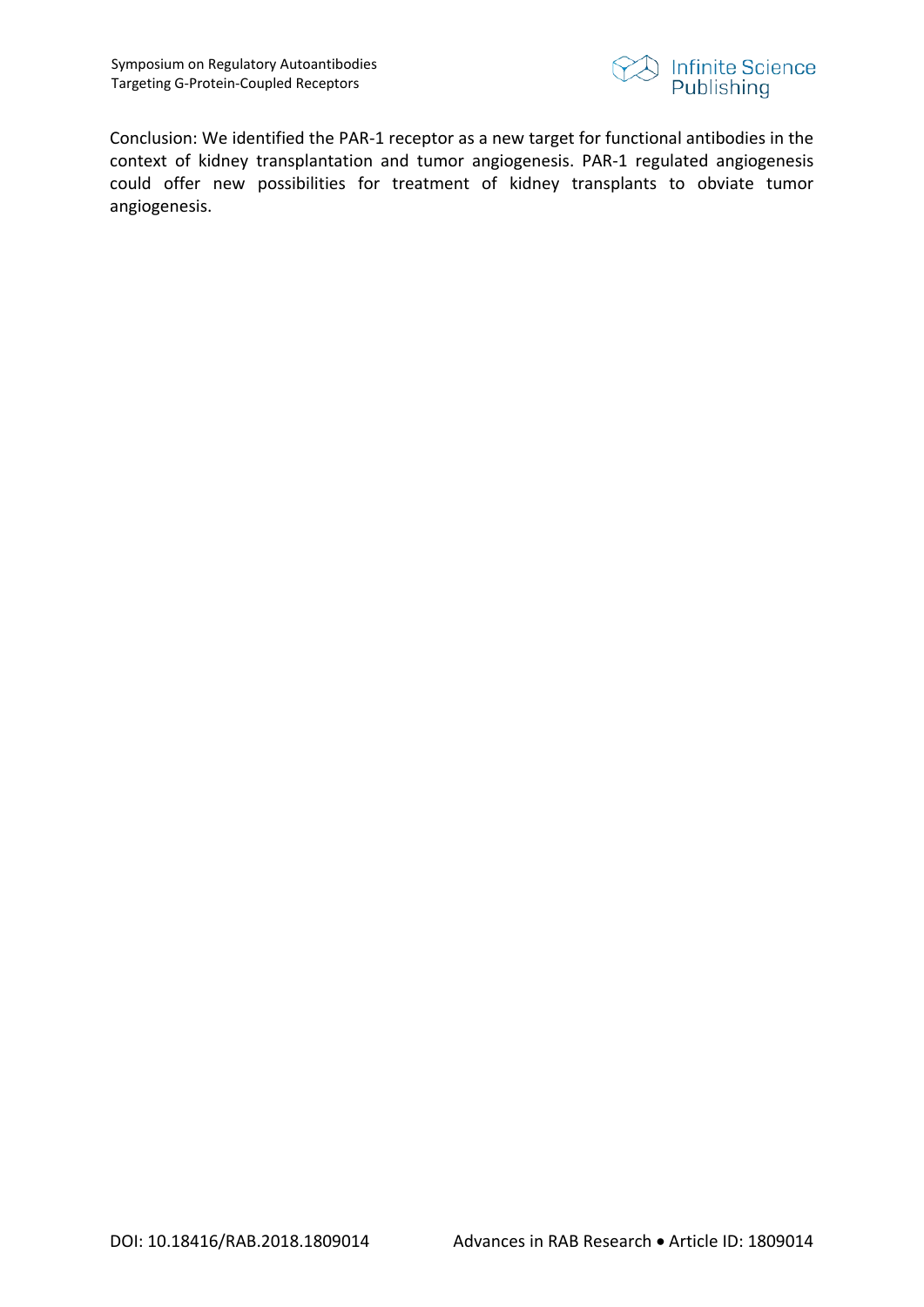Conclusion: We identified the PAR-1 receptor as a new target for functional antibodies in the context of kidney transplantation and tumor angiogenesis. PAR-1 regulated angiogenesis could offer new possibilities for treatment of kidney transplants to obviate tumor angiogenesis.